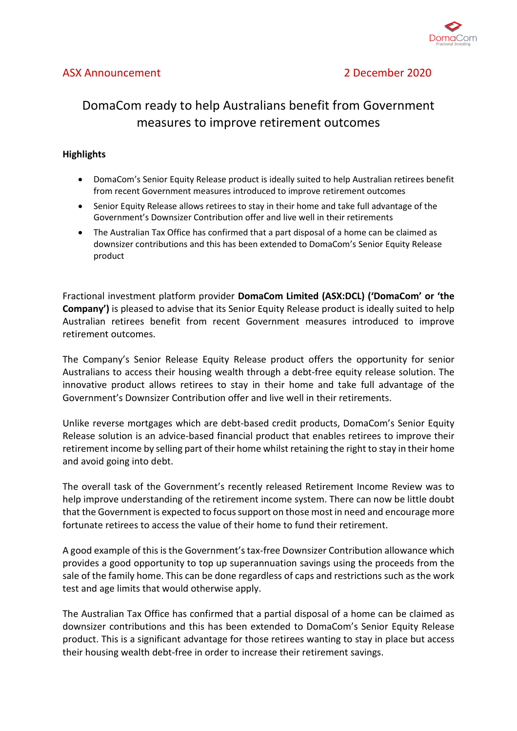ASX Announcement 2 December 2020

# DomaCom ready to help Australians benefit from Government measures to improve retirement outcomes

**Highlights**

- DomaCom's Senior Equity Release product is ideally suited to help Australian retirees benefit from recent Government measures introduced to improve retirement outcomes
- Senior Equity Release allows retirees to stay in their home and take full advantage of the Government's Downsizer Contribution offer and live well in their retirements
- The Australian Tax Office has confirmed that a part disposal of a home can be claimed as downsizer contributions and this has been extended to DomaCom's Senior Equity Release product

Fractional investment platform provider **DomaCom Limited (ASX:DCL) ('DomaCom' or 'the Company')** is pleased to advise that its Senior Equity Release product is ideally suited to help Australian retirees benefit from recent Government measures introduced to improve retirement outcomes.

The Company's Senior Release Equity Release product offers the opportunity for senior Australians to access their housing wealth through a debt-free equity release solution. The innovative product allows retirees to stay in their home and take full advantage of the Government's Downsizer Contribution offer and live well in their retirements.

Unlike reverse mortgages which are debt-based credit products, DomaCom's Senior Equity Release solution is an advice-based financial product that enables retirees to improve their retirement income by selling part of their home whilst retaining the right to stay in their home and avoid going into debt.

The overall task of the Government's recently released Retirement Income Review was to help improve understanding of the retirement income system. There can now be little doubt that the Government is expected to focus support on those most in need and encourage more fortunate retirees to access the value of their home to fund their retirement.

A good example of this is the Government's tax-free Downsizer Contribution allowance which provides a good opportunity to top up superannuation savings using the proceeds from the sale of the family home. This can be done regardless of caps and restrictions such as the work test and age limits that would otherwise apply.

The Australian Tax Office has confirmed that a partial disposal of a home can be claimed as downsizer contributions and this has been extended to DomaCom's Senior Equity Release product. This is a significant advantage for those retirees wanting to stay in place but access their housing wealth debt-free in order to increase their retirement savings.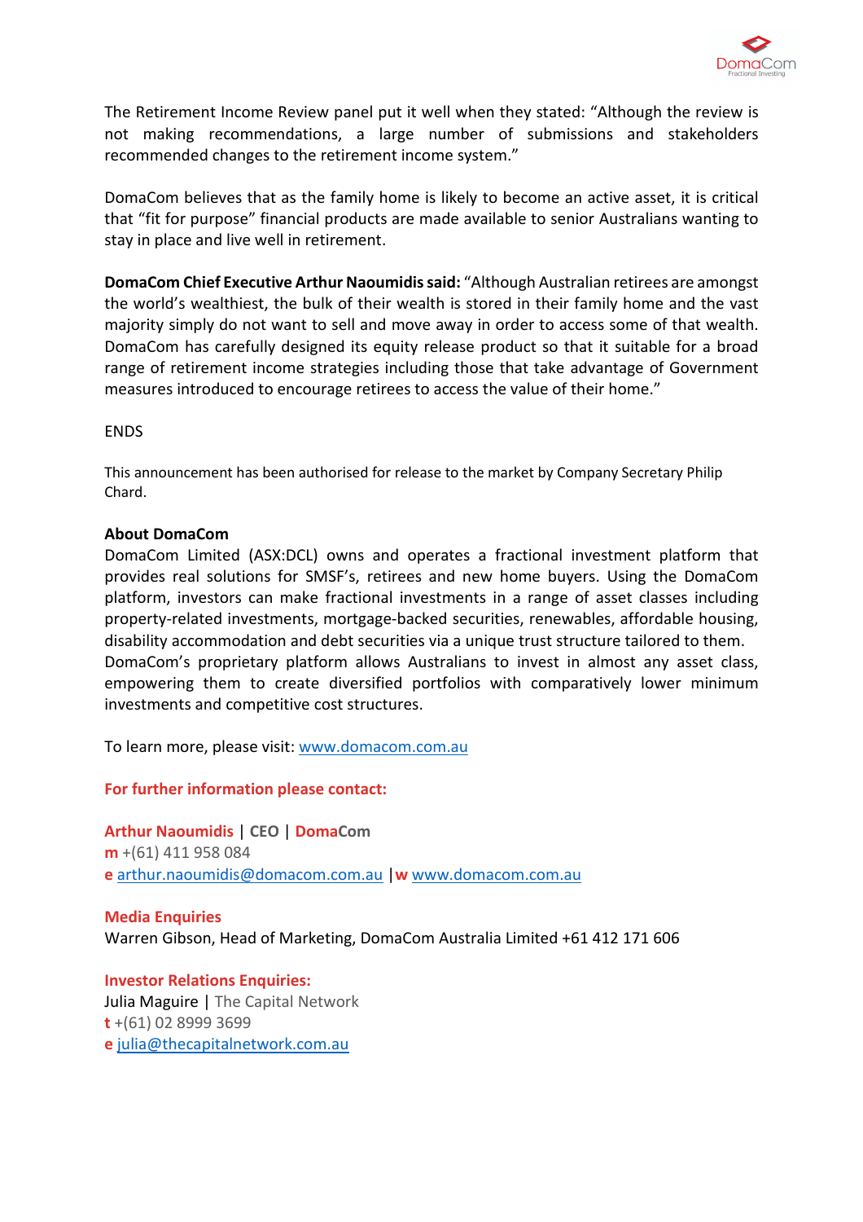The Retirement Income Review panel put it well when they stated: "Although the review is not making recommendations, a large number of submissions and stakeholders recommended changes to the retirement income system."

DomaCom believes that as the family home is likely to become an active asset, it is critical that "fit for purpose" financial products are made available to senior Australians wanting to stay in place and live well in retirement.

**DomaCom Chief Executive Arthur Naoumidis said:** "Although Australian retirees are amongst the world's wealthiest, the bulk of their wealth is stored in their family home and the vast majority simply do not want to sell and move away in order to access some of that wealth. DomaCom has carefully designed its equity release product so that it suitable for a broad range of retirement income strategies including those that take advantage of Government measures introduced to encourage retirees to access the value of their home."

ENDS

This announcement has been authorised for release to the market by Company Secretary Philip Chard.

**About DomaCom**

DomaCom Limited (ASX:DCL) owns and operates a fractional investment platform that provides real solutions for SMSF's, retirees and new home buyers. Using the DomaCom platform, investors can make fractional investments in a range of asset classes including property-related investments, mortgage-backed securities, renewables, affordable housing, disability accommodation and debt securities via a unique trust structure tailored to them. DomaCom's proprietary platform allows Australians to invest in almost any asset class, empowering them to create diversified portfolios with comparatively lower minimum investments and competitive cost structures.

To learn more, please visit: www.domacom.com.au

**For further information please contact:**

**Arthur Naoumidis** | **CEO** | **DomaCom**
**m** +(61) 411 958 084
**e** arthur.naoumidis@domacom.com.au | **w** www.domacom.com.au

**Media Enquiries**
Warren Gibson, Head of Marketing, DomaCom Australia Limited +61 412 171 606

**Investor Relations Enquiries:**
Julia Maguire | The Capital Network
**t** +(61) 02 8999 3699
**e** julia@thecapitalnetwork.com.au